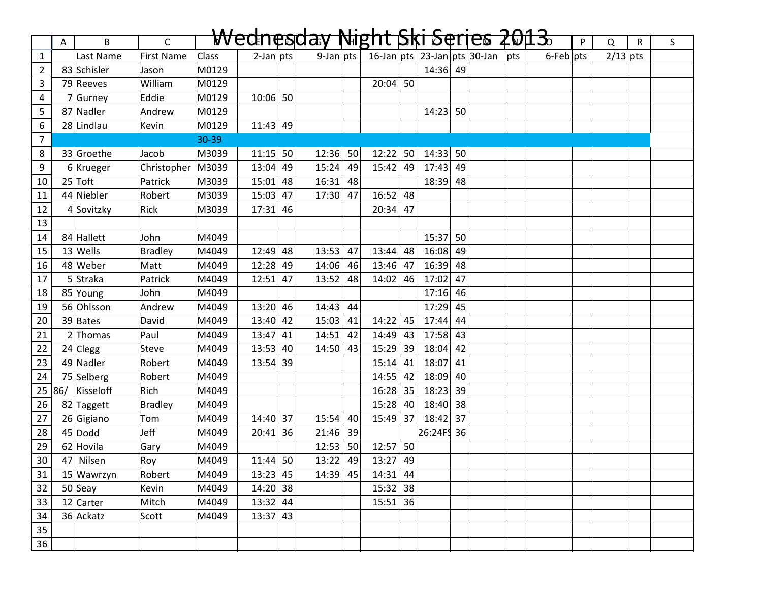# Wednesday Night Ski Series 2013

| | Last Name | First Name | Class | 2-Jan | pts | 9-Jan | pts | 16-Jan | pts | 23-Jan | pts | 30-Jan | pts | 6-Feb | pts | 2/13 | pts |
|---|---|---|---|---|---|---|---|---|---|---|---|---|---|---|---|---|---|
| 83 | Schisler | Jason | M0129 | | | | | | | 14:36 | 49 | | | | | | |
| 79 | Reeves | William | M0129 | | | | | 20:04 | 50 | | | | | | | | |
| 7 | Gurney | Eddie | M0129 | 10:06 | 50 | | | | | | | | | | | | |
| 87 | Nadler | Andrew | M0129 | | | | | | | 14:23 | 50 | | | | | | |
| 28 | Lindlau | Kevin | M0129 | 11:43 | 49 | | | | | | | | | | | | |
| | | | 30-39 | | | | | | | | | | | | | | |
| 33 | Groethe | Jacob | M3039 | 11:15 | 50 | 12:36 | 50 | 12:22 | 50 | 14:33 | 50 | | | | | | |
| 6 | Krueger | Christopher | M3039 | 13:04 | 49 | 15:24 | 49 | 15:42 | 49 | 17:43 | 49 | | | | | | |
| 25 | Toft | Patrick | M3039 | 15:01 | 48 | 16:31 | 48 | | | 18:39 | 48 | | | | | | |
| 44 | Niebler | Robert | M3039 | 15:03 | 47 | 17:30 | 47 | 16:52 | 48 | | | | | | | | |
| 4 | Sovitzky | Rick | M3039 | 17:31 | 46 | | | 20:34 | 47 | | | | | | | | |
| | | | | | | | | | | | | | | | | | |
| 84 | Hallett | John | M4049 | | | | | | | 15:37 | 50 | | | | | | |
| 13 | Wells | Bradley | M4049 | 12:49 | 48 | 13:53 | 47 | 13:44 | 48 | 16:08 | 49 | | | | | | |
| 48 | Weber | Matt | M4049 | 12:28 | 49 | 14:06 | 46 | 13:46 | 47 | 16:39 | 48 | | | | | | |
| 5 | Straka | Patrick | M4049 | 12:51 | 47 | 13:52 | 48 | 14:02 | 46 | 17:02 | 47 | | | | | | |
| 85 | Young | John | M4049 | | | | | | | 17:16 | 46 | | | | | | |
| 56 | Ohlsson | Andrew | M4049 | 13:20 | 46 | 14:43 | 44 | | | 17:29 | 45 | | | | | | |
| 39 | Bates | David | M4049 | 13:40 | 42 | 15:03 | 41 | 14:22 | 45 | 17:44 | 44 | | | | | | |
| 2 | Thomas | Paul | M4049 | 13:47 | 41 | 14:51 | 42 | 14:49 | 43 | 17:58 | 43 | | | | | | |
| 24 | Clegg | Steve | M4049 | 13:53 | 40 | 14:50 | 43 | 15:29 | 39 | 18:04 | 42 | | | | | | |
| 49 | Nadler | Robert | M4049 | 13:54 | 39 | | | 15:14 | 41 | 18:07 | 41 | | | | | | |
| 75 | Selberg | Robert | M4049 | | | | | 14:55 | 42 | 18:09 | 40 | | | | | | |
| 86/ | Kisseloff | Rich | M4049 | | | | | 16:28 | 35 | 18:23 | 39 | | | | | | |
| 82 | Taggett | Bradley | M4049 | | | | | 15:28 | 40 | 18:40 | 38 | | | | | | |
| 26 | Gigiano | Tom | M4049 | 14:40 | 37 | 15:54 | 40 | 15:49 | 37 | 18:42 | 37 | | | | | | |
| 45 | Dodd | Jeff | M4049 | 20:41 | 36 | 21:46 | 39 | | | 26:24FS | 36 | | | | | | |
| 62 | Hovila | Gary | M4049 | | | 12:53 | 50 | 12:57 | 50 | | | | | | | | |
| 47 | Nilsen | Roy | M4049 | 11:44 | 50 | 13:22 | 49 | 13:27 | 49 | | | | | | | | |
| 15 | Wawrzyn | Robert | M4049 | 13:23 | 45 | 14:39 | 45 | 14:31 | 44 | | | | | | | | |
| 50 | Seay | Kevin | M4049 | 14:20 | 38 | | | 15:32 | 38 | | | | | | | | |
| 12 | Carter | Mitch | M4049 | 13:32 | 44 | | | 15:51 | 36 | | | | | | | | |
| 36 | Ackatz | Scott | M4049 | 13:37 | 43 | | | | | | | | | | | | |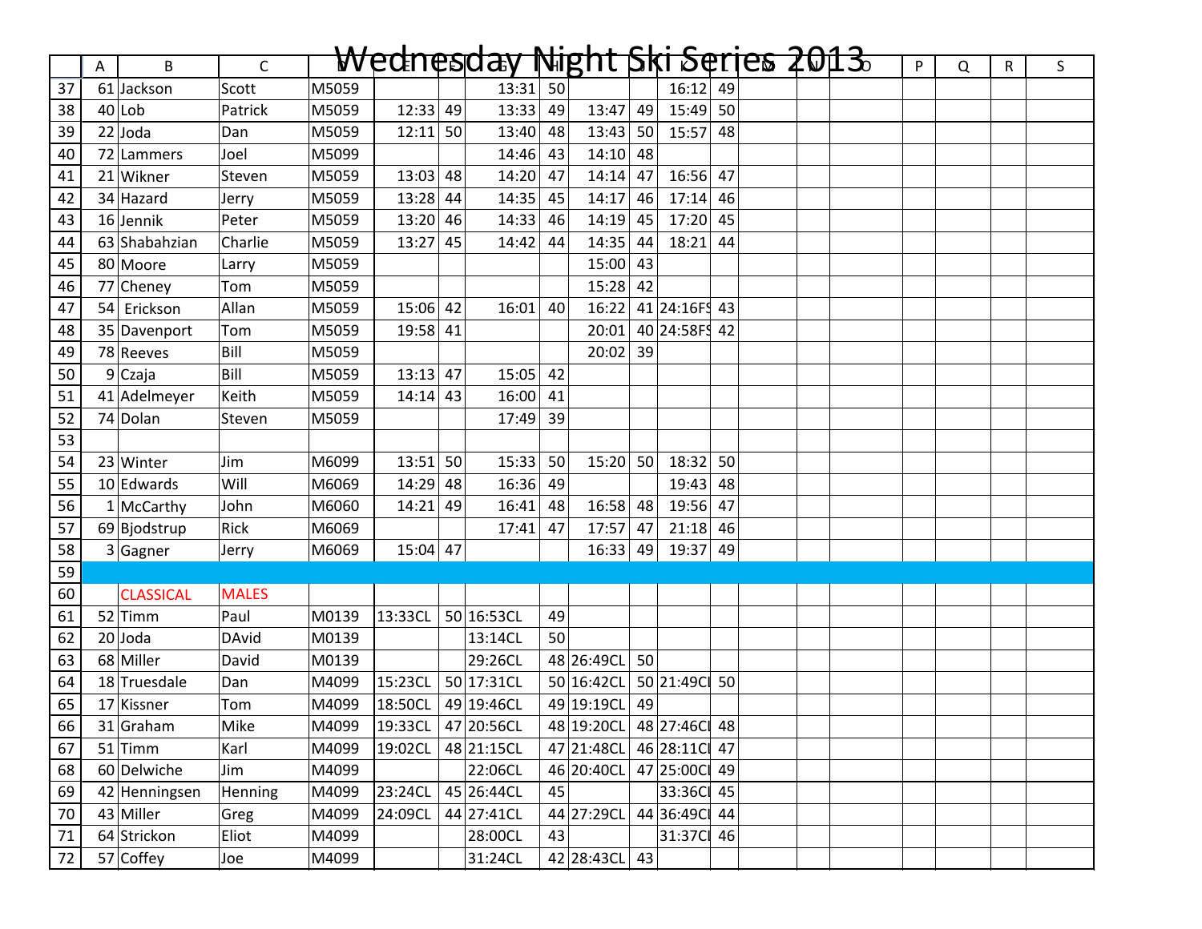# Wednesday Night Ski Series 2013

| | A | B | C | D | E | F | G | H | I | J | K | L | M | N | O | P | Q | R | S |
|---|---|---|---|---|---|---|---|---|---|---|---|---|---|---|---|---|---|---|---|
| 37 | 61 | Jackson | Scott | M5059 | | | 13:31 | 50 | | | 16:12 | 49 | | | | | | | |
| 38 | 40 | Lob | Patrick | M5059 | 12:33 | 49 | 13:33 | 49 | 13:47 | 49 | 15:49 | 50 | | | | | | | |
| 39 | 22 | Joda | Dan | M5059 | 12:11 | 50 | 13:40 | 48 | 13:43 | 50 | 15:57 | 48 | | | | | | | |
| 40 | 72 | Lammers | Joel | M5099 | | | 14:46 | 43 | 14:10 | 48 | | | | | | | | | |
| 41 | 21 | Wikner | Steven | M5059 | 13:03 | 48 | 14:20 | 47 | 14:14 | 47 | 16:56 | 47 | | | | | | | |
| 42 | 34 | Hazard | Jerry | M5059 | 13:28 | 44 | 14:35 | 45 | 14:17 | 46 | 17:14 | 46 | | | | | | | |
| 43 | 16 | Jennik | Peter | M5059 | 13:20 | 46 | 14:33 | 46 | 14:19 | 45 | 17:20 | 45 | | | | | | | |
| 44 | 63 | Shabahzian | Charlie | M5059 | 13:27 | 45 | 14:42 | 44 | 14:35 | 44 | 18:21 | 44 | | | | | | | |
| 45 | 80 | Moore | Larry | M5059 | | | | | 15:00 | 43 | | | | | | | | | |
| 46 | 77 | Cheney | Tom | M5059 | | | | | 15:28 | 42 | | | | | | | | | |
| 47 | 54 | Erickson | Allan | M5059 | 15:06 | 42 | 16:01 | 40 | 16:22 | 41 | 24:16FS | 43 | | | | | | | |
| 48 | 35 | Davenport | Tom | M5059 | 19:58 | 41 | | | 20:01 | 40 | 24:58FS | 42 | | | | | | | |
| 49 | 78 | Reeves | Bill | M5059 | | | | | 20:02 | 39 | | | | | | | | | |
| 50 | 9 | Czaja | Bill | M5059 | 13:13 | 47 | 15:05 | 42 | | | | | | | | | | | |
| 51 | 41 | Adelmeyer | Keith | M5059 | 14:14 | 43 | 16:00 | 41 | | | | | | | | | | | |
| 52 | 74 | Dolan | Steven | M5059 | | | 17:49 | 39 | | | | | | | | | | | |
| 53 | | | | | | | | | | | | | | | | | | | |
| 54 | 23 | Winter | Jim | M6099 | 13:51 | 50 | 15:33 | 50 | 15:20 | 50 | 18:32 | 50 | | | | | | | |
| 55 | 10 | Edwards | Will | M6069 | 14:29 | 48 | 16:36 | 49 | | | 19:43 | 48 | | | | | | | |
| 56 | 1 | McCarthy | John | M6060 | 14:21 | 49 | 16:41 | 48 | 16:58 | 48 | 19:56 | 47 | | | | | | | |
| 57 | 69 | Bjodstrup | Rick | M6069 | | | 17:41 | 47 | 17:57 | 47 | 21:18 | 46 | | | | | | | |
| 58 | 3 | Gagner | Jerry | M6069 | 15:04 | 47 | | | 16:33 | 49 | 19:37 | 49 | | | | | | | |
| 59 | | | | | | | | | | | | | | | | | | | |
| 60 | | CLASSICAL | MALES | | | | | | | | | | | | | | | | |
| 61 | 52 | Timm | Paul | M0139 | 13:33CL | 50 | 16:53CL | 49 | | | | | | | | | | | |
| 62 | 20 | Joda | DAvid | M0139 | | | 13:14CL | 50 | | | | | | | | | | | |
| 63 | 68 | Miller | David | M0139 | | | 29:26CL | 48 | 26:49CL | 50 | | | | | | | | | |
| 64 | 18 | Truesdale | Dan | M4099 | 15:23CL | 50 | 17:31CL | 50 | 16:42CL | 50 | 21:49CL | 50 | | | | | | | |
| 65 | 17 | Kissner | Tom | M4099 | 18:50CL | 49 | 19:46CL | 49 | 19:19CL | 49 | | | | | | | | | |
| 66 | 31 | Graham | Mike | M4099 | 19:33CL | 47 | 20:56CL | 48 | 19:20CL | 48 | 27:46CL | 48 | | | | | | | |
| 67 | 51 | Timm | Karl | M4099 | 19:02CL | 48 | 21:15CL | 47 | 21:48CL | 46 | 28:11CL | 47 | | | | | | | |
| 68 | 60 | Delwiche | Jim | M4099 | | | 22:06CL | 46 | 20:40CL | 47 | 25:00CL | 49 | | | | | | | |
| 69 | 42 | Henningsen | Henning | M4099 | 23:24CL | 45 | 26:44CL | 45 | | | 33:36CL | 45 | | | | | | | |
| 70 | 43 | Miller | Greg | M4099 | 24:09CL | 44 | 27:41CL | 44 | 27:29CL | 44 | 36:49CL | 44 | | | | | | | |
| 71 | 64 | Strickon | Eliot | M4099 | | | 28:00CL | 43 | | | 31:37CL | 46 | | | | | | | |
| 72 | 57 | Coffey | Joe | M4099 | | | 31:24CL | 42 | 28:43CL | 43 | | | | | | | | | |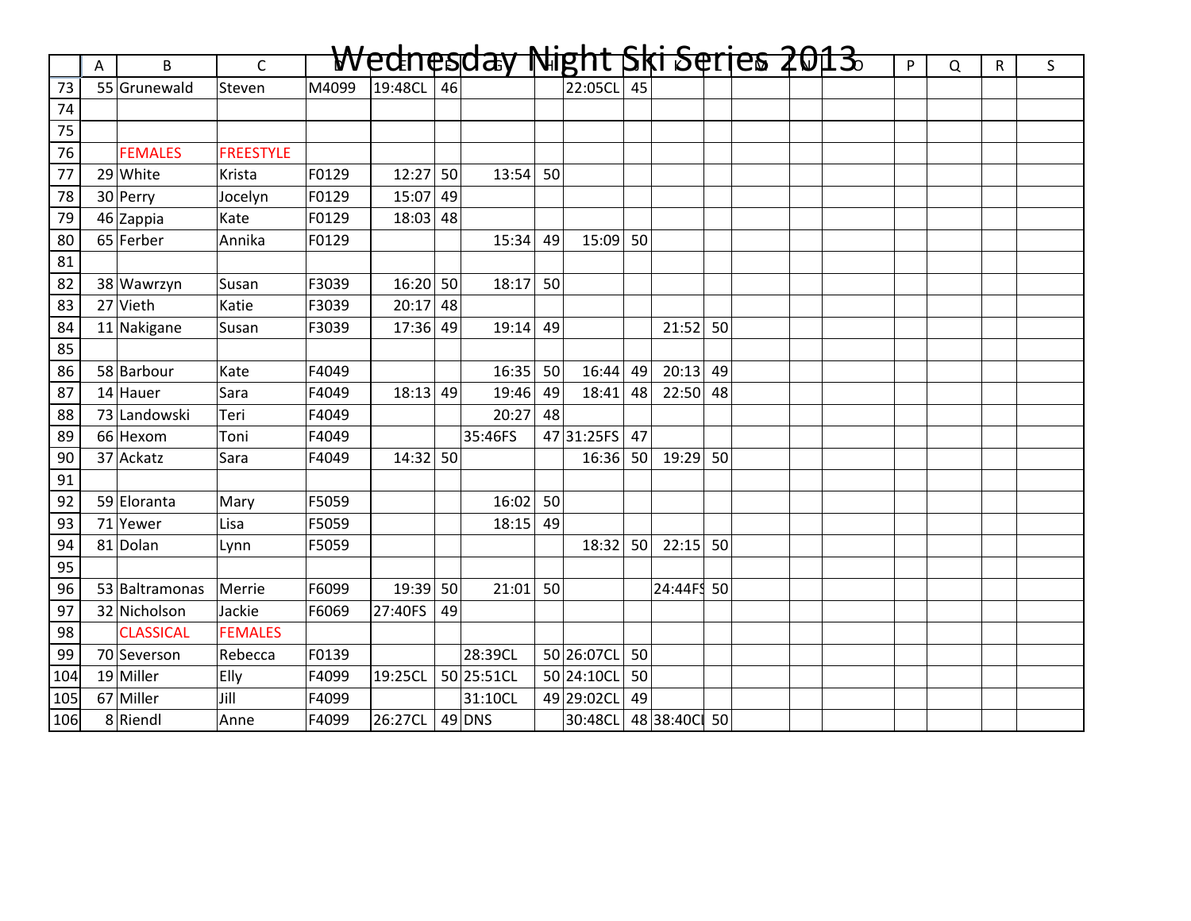# Wednesday Night Ski Series 2013

| | A | B | C | D | E | F | G | H | I | J | K | L | M | N | O | P | Q | R | S |
|---|---|---|---|---|---|---|---|---|---|---|---|---|---|---|---|---|---|---|---|
| 73 | 55 | Grunewald | Steven | M4099 | 19:48CL | 46 | | | 22:05CL | 45 | | | | | | | | | |
| 74 | | | | | | | | | | | | | | | | | | | |
| 75 | | | | | | | | | | | | | | | | | | | |
| 76 | | FEMALES | FREESTYLE | | | | | | | | | | | | | | | | |
| 77 | 29 | White | Krista | F0129 | 12:27 | 50 | 13:54 | 50 | | | | | | | | | | | |
| 78 | 30 | Perry | Jocelyn | F0129 | 15:07 | 49 | | | | | | | | | | | | | |
| 79 | 46 | Zappia | Kate | F0129 | 18:03 | 48 | | | | | | | | | | | | | |
| 80 | 65 | Ferber | Annika | F0129 | | | 15:34 | 49 | 15:09 | 50 | | | | | | | | | |
| 81 | | | | | | | | | | | | | | | | | | | |
| 82 | 38 | Wawrzyn | Susan | F3039 | 16:20 | 50 | 18:17 | 50 | | | | | | | | | | | |
| 83 | 27 | Vieth | Katie | F3039 | 20:17 | 48 | | | | | | | | | | | | | |
| 84 | 11 | Nakigane | Susan | F3039 | 17:36 | 49 | 19:14 | 49 | | | 21:52 | 50 | | | | | | | |
| 85 | | | | | | | | | | | | | | | | | | | |
| 86 | 58 | Barbour | Kate | F4049 | | | 16:35 | 50 | 16:44 | 49 | 20:13 | 49 | | | | | | | |
| 87 | 14 | Hauer | Sara | F4049 | 18:13 | 49 | 19:46 | 49 | 18:41 | 48 | 22:50 | 48 | | | | | | | |
| 88 | 73 | Landowski | Teri | F4049 | | | 20:27 | 48 | | | | | | | | | | | |
| 89 | 66 | Hexom | Toni | F4049 | | | 35:46FS | 47 | 31:25FS | 47 | | | | | | | | | |
| 90 | 37 | Ackatz | Sara | F4049 | 14:32 | 50 | | | 16:36 | 50 | 19:29 | 50 | | | | | | | |
| 91 | | | | | | | | | | | | | | | | | | | |
| 92 | 59 | Eloranta | Mary | F5059 | | | 16:02 | 50 | | | | | | | | | | | |
| 93 | 71 | Yewer | Lisa | F5059 | | | 18:15 | 49 | | | | | | | | | | | |
| 94 | 81 | Dolan | Lynn | F5059 | | | | | 18:32 | 50 | 22:15 | 50 | | | | | | | |
| 95 | | | | | | | | | | | | | | | | | | | |
| 96 | 53 | Baltramonas | Merrie | F6099 | 19:39 | 50 | 21:01 | 50 | | | 24:44FS | 50 | | | | | | | |
| 97 | 32 | Nicholson | Jackie | F6069 | 27:40FS | 49 | | | | | | | | | | | | | |
| 98 | | CLASSICAL | FEMALES | | | | | | | | | | | | | | | | |
| 99 | 70 | Severson | Rebecca | F0139 | | | 28:39CL | 50 | 26:07CL | 50 | | | | | | | | | |
| 104 | 19 | Miller | Elly | F4099 | 19:25CL | 50 | 25:51CL | 50 | 24:10CL | 50 | | | | | | | | | |
| 105 | 67 | Miller | Jill | F4099 | | | 31:10CL | 49 | 29:02CL | 49 | | | | | | | | | |
| 106 | 8 | Riendl | Anne | F4099 | 26:27CL | 49 | DNS | | 30:48CL | 48 | 38:40CL | 50 | | | | | | | |